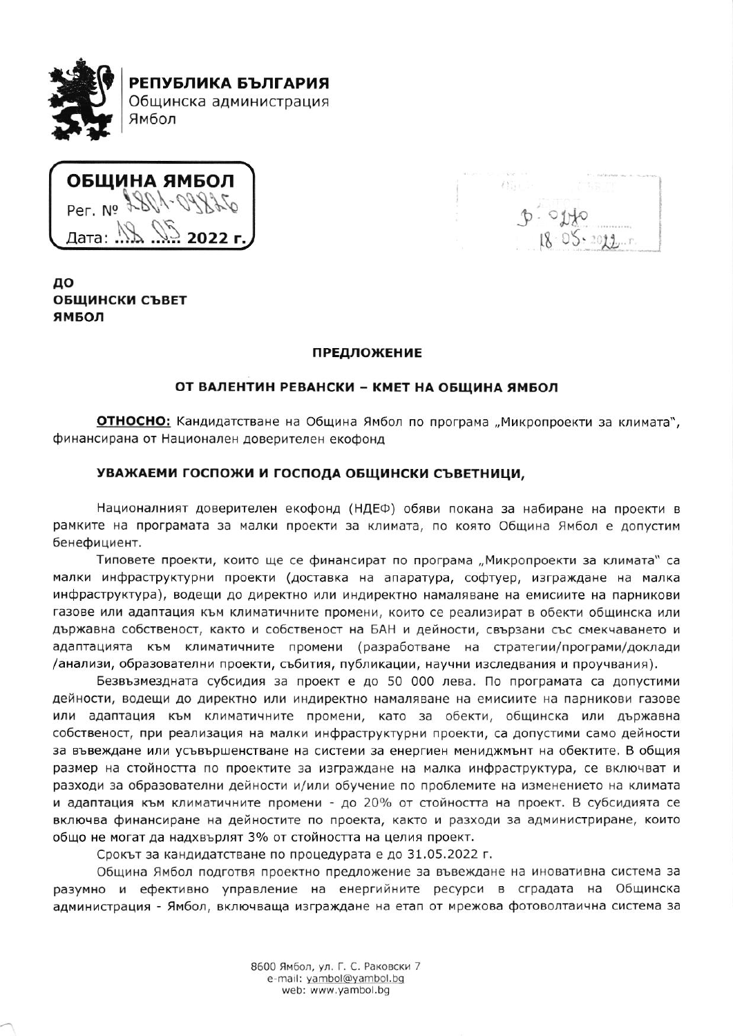**РЕПУБЛИКА БЪЛГАРИЯ**
Общинска администрация
Ямбол

**ОБЩИНА ЯМБОЛ**
Рег. № 2801-098256
Дата: 18.05. 2022 г.

3-0270
18-05-2022 г.

**ДО**
**ОБЩИНСКИ СЪВЕТ**
**ЯМБОЛ**

**ПРЕДЛОЖЕНИЕ**

**ОТ ВАЛЕНТИН РЕВАНСКИ – КМЕТ НА ОБЩИНА ЯМБОЛ**

**ОТНОСНО:** Кандидатстване на Община Ямбол по програма „Микропроекти за климата", финансирана от Национален доверителен екофонд

**УВАЖАЕМИ ГОСПОЖИ И ГОСПОДА ОБЩИНСКИ СЪВЕТНИЦИ,**

Националният доверителен екофонд (НДЕФ) обяви покана за набиране на проекти в рамките на програмата за малки проекти за климата, по която Община Ямбол е допустим бенефициент.

Типовете проекти, които ще се финансират по програма „Микропроекти за климата" са малки инфраструктурни проекти (доставка на апаратура, софтуер, изграждане на малка инфраструктура), водещи до директно или индиректно намаляване на емисиите на парникови газове или адаптация към климатичните промени, които се реализират в обекти общинска или държавна собственост, както и собственост на БАН и дейности, свързани със смекчаването и адаптацията към климатичните промени (разработване на стратегии/програми/доклади /анализи, образователни проекти, събития, публикации, научни изследвания и проучвания).

Безвъзмездната субсидия за проект е до 50 000 лева. По програмата са допустими дейности, водещи до директно или индиректно намаляване на емисиите на парникови газове или адаптация към климатичните промени, като за обекти, общинска или държавна собственост, при реализация на малки инфраструктурни проекти, са допустими само дейности за въвеждане или усъвършенстване на системи за енергиен мениджмънт на обектите. В общия размер на стойността по проектите за изграждане на малка инфраструктура, се включват и разходи за образователни дейности и/или обучение по проблемите на изменението на климата и адаптация към климатичните промени - до 20% от стойността на проект. В субсидията се включва финансиране на дейностите по проекта, както и разходи за администриране, които общо не могат да надхвърлят 3% от стойността на целия проект.

Срокът за кандидатстване по процедурата е до 31.05.2022 г.

Община Ямбол подготвя проектно предложение за въвеждане на иновативна система за разумно и ефективно управление на енергийните ресурси в сградата на Общинска администрация - Ямбол, включваща изграждане на етап от мрежова фотоволтаична система за

8600 Ямбол, ул. Г. С. Раковски 7
e-mail: yambol@yambol.bg
web: www.yambol.bg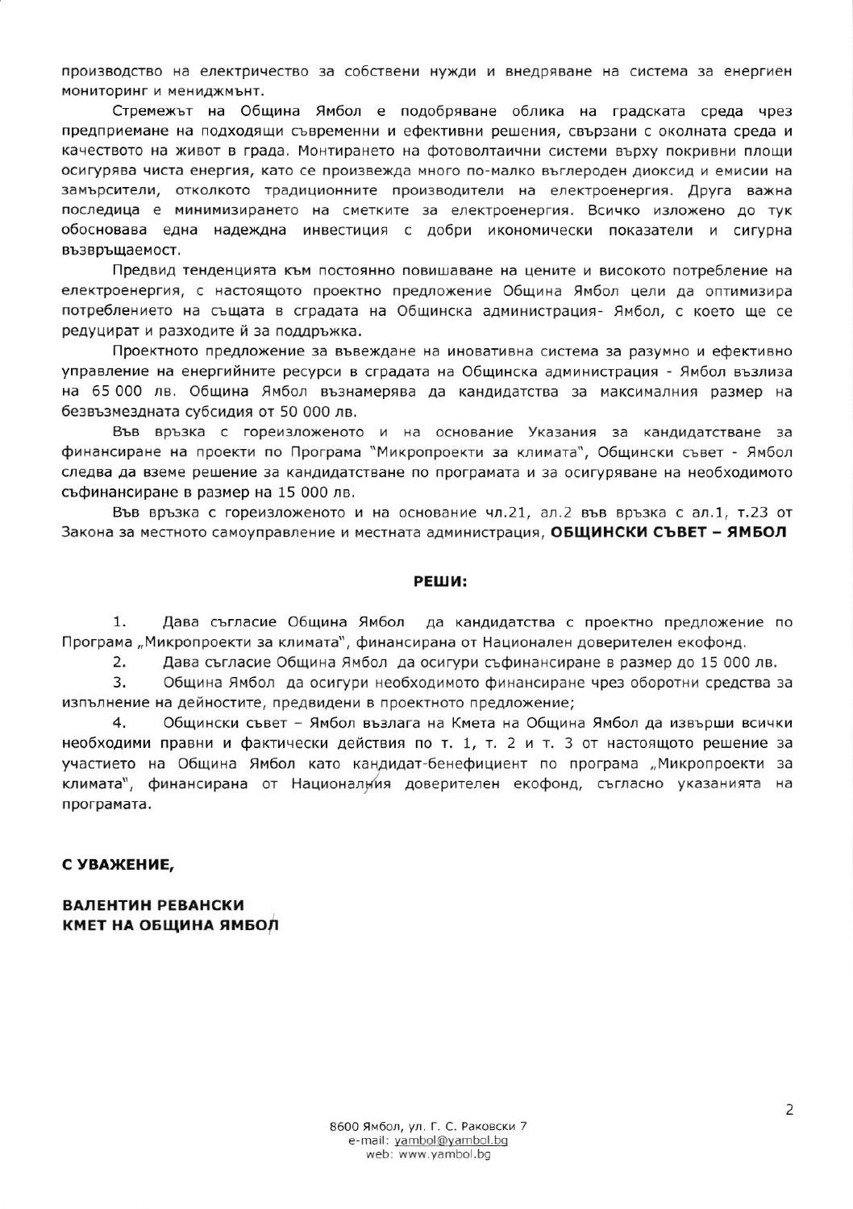производство на електричество за собствени нужди и внедряване на система за енергиен мониторинг и мениджмънт.

Стремежът на Община Ямбол е подобряване облика на градската среда чрез предприемане на подходящи съвременни и ефективни решения, свързани с околната среда и качеството на живот в града. Монтирането на фотоволтаични системи върху покривни площи осигурява чиста енергия, като се произвежда много по-малко въглероден диоксид и емисии на замърсители, отколкото традиционните производители на електроенергия. Друга важна последица е минимизирането на сметките за електроенергия. Всичко изложено до тук обосновава една надеждна инвестиция с добри икономически показатели и сигурна възвръщаемост.

Предвид тенденцията към постоянно повишаване на цените и високото потребление на електроенергия, с настоящото проектно предложение Община Ямбол цели да оптимизира потреблението на същата в сградата на Общинска администрация- Ямбол, с което ще се редуцират и разходите й за поддръжка.

Проектното предложение за въвеждане на иновативна система за разумно и ефективно управление на енергийните ресурси в сградата на Общинска администрация - Ямбол възлиза на 65 000 лв. Община Ямбол възнамерява да кандидатства за максималния размер на безвъзмездната субсидия от 50 000 лв.

Във връзка с гореизложеното и на основание Указания за кандидатстване за финансиране на проекти по Програма "Микропроекти за климата", Общински съвет - Ямбол следва да вземе решение за кандидатстване по програмата и за осигуряване на необходимото съфинансиране в размер на 15 000 лв.

Във връзка с гореизложеното и на основание чл.21, ал.2 във връзка с ал.1, т.23 от Закона за местното самоуправление и местната администрация, **ОБЩИНСКИ СЪВЕТ – ЯМБОЛ**

**РЕШИ:**

1. Дава съгласие Община Ямбол да кандидатства с проектно предложение по Програма „Микропроекти за климата", финансирана от Национален доверителен екофонд.
2. Дава съгласие Община Ямбол да осигури съфинансиране в размер до 15 000 лв.
3. Община Ямбол да осигури необходимото финансиране чрез оборотни средства за изпълнение на дейностите, предвидени в проектното предложение;
4. Общински съвет – Ямбол възлага на Кмета на Община Ямбол да извърши всички необходими правни и фактически действия по т. 1, т. 2 и т. 3 от настоящото решение за участието на Община Ямбол като кандидат-бенефициент по програма „Микропроекти за климата", финансирана от Националния доверителен екофонд, съгласно указанията на програмата.

**С УВАЖЕНИЕ,**

**ВАЛЕНТИН РЕВАНСКИ**
**КМЕТ НА ОБЩИНА ЯМБОЛ**